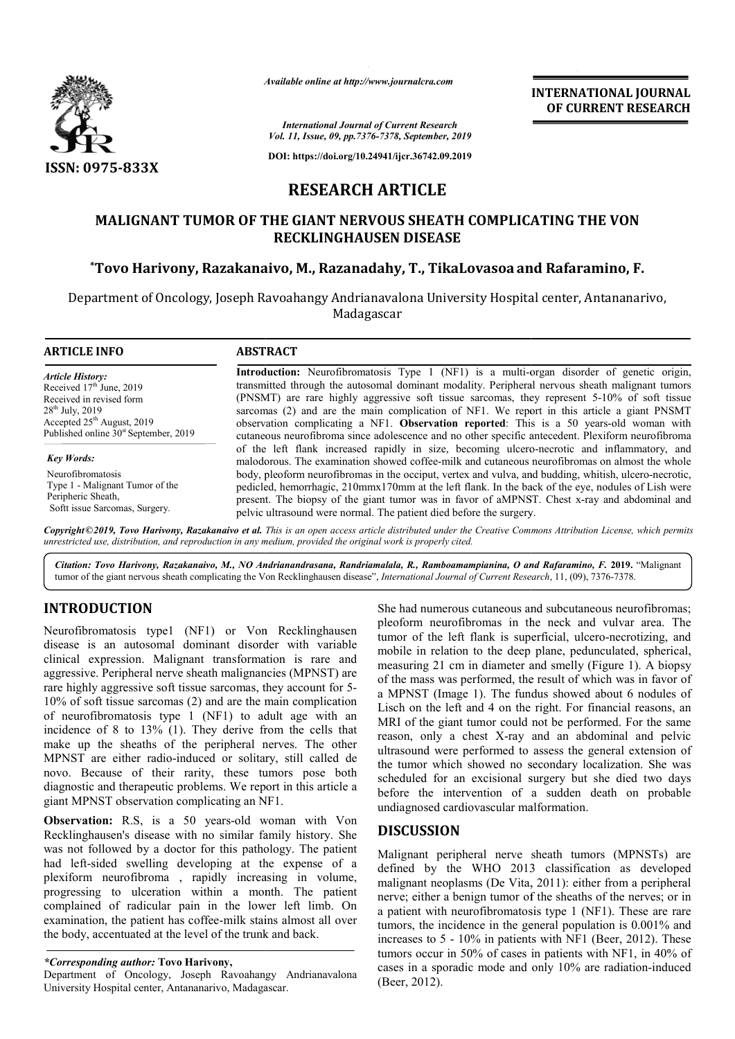*Available online at http://www.journalcra.com*

*International Journal of Current Research*
*Vol. 11, Issue, 09, pp.7376-7378, September, 2019*

**DOI: https://doi.org/10.24941/ijcr.36742.09.2019**

**ISSN: 0975-833X**

**INTERNATIONAL JOURNAL OF CURRENT RESEARCH**

# RESEARCH ARTICLE

## MALIGNANT TUMOR OF THE GIANT NERVOUS SHEATH COMPLICATING THE VON RECKLINGHAUSEN DISEASE

**\*Tovo Harivony, Razakanaivo, M., Razanadahy, T., TikaLovasoa and Rafaramino, F.**

Department of Oncology, Joseph Ravoahangy Andrianavalona University Hospital center, Antananarivo, Madagascar

### ARTICLE INFO

*Article History:*
Received 17th June, 2019
Received in revised form 28th July, 2019
Accepted 25th August, 2019
Published online 30st September, 2019

*Key Words:*
Neurofibromatosis Type 1 - Malignant Tumor of the Peripheric Sheath, Softt issue Sarcomas, Surgery.

### ABSTRACT

**Introduction:** Neurofibromatosis Type 1 (NF1) is a multi-organ disorder of genetic origin, transmitted through the autosomal dominant modality. Peripheral nervous sheath malignant tumors (PNSMT) are rare highly aggressive soft tissue sarcomas, they represent 5-10% of soft tissue sarcomas (2) and are the main complication of NF1. We report in this article a giant PNSMT observation complicating a NF1. **Observation reported**: This is a 50 years-old woman with cutaneous neurofibroma since adolescence and no other specific antecedent. Plexiform neurofibroma of the left flank increased rapidly in size, becoming ulcero-necrotic and inflammatory, and malodorous. The examination showed coffee-milk and cutaneous neurofibromas on almost the whole body, pleoform neurofibromas in the occiput, vertex and vulva, and budding, whitish, ulcero-necrotic, pedicled, hemorrhagic, 210mmx170mm at the left flank. In the back of the eye, nodules of Lish were present. The biopsy of the giant tumor was in favor of aMPNST. Chest x-ray and abdominal and pelvic ultrasound were normal. The patient died before the surgery.

*Copyright©2019, Tovo Harivony, Razakanaivo et al. This is an open access article distributed under the Creative Commons Attribution License, which permits unrestricted use, distribution, and reproduction in any medium, provided the original work is properly cited.*

*Citation: Tovo Harivony, Razakanaivo, M., NO Andrianandrasana, Randriamalala, R., Ramboamampianina, O and Rafaramino, F.* **2019.** "Malignant tumor of the giant nervous sheath complicating the Von Recklinghausen disease", *International Journal of Current Research*, 11, (09), 7376-7378.

## INTRODUCTION

Neurofibromatosis type1 (NF1) or Von Recklinghausen disease is an autosomal dominant disorder with variable clinical expression. Malignant transformation is rare and aggressive. Peripheral nerve sheath malignancies (MPNST) are rare highly aggressive soft tissue sarcomas, they account for 5-10% of soft tissue sarcomas (2) and are the main complication of neurofibromatosis type 1 (NF1) to adult age with an incidence of 8 to 13% (1). They derive from the cells that make up the sheaths of the peripheral nerves. The other MPNST are either radio-induced or solitary, still called de novo. Because of their rarity, these tumors pose both diagnostic and therapeutic problems. We report in this article a giant MPNST observation complicating an NF1.

**Observation:** R.S, is a 50 years-old woman with Von Recklinghausen's disease with no similar family history. She was not followed by a doctor for this pathology. The patient had left-sided swelling developing at the expense of a plexiform neurofibroma , rapidly increasing in volume, progressing to ulceration within a month. The patient complained of radicular pain in the lower left limb. On examination, the patient has coffee-milk stains almost all over the body, accentuated at the level of the trunk and back.

She had numerous cutaneous and subcutaneous neurofibromas; pleoform neurofibromas in the neck and vulvar area. The tumor of the left flank is superficial, ulcero-necrotizing, and mobile in relation to the deep plane, pedunculated, spherical, measuring 21 cm in diameter and smelly (Figure 1). A biopsy of the mass was performed, the result of which was in favor of a MPNST (Image 1). The fundus showed about 6 nodules of Lisch on the left and 4 on the right. For financial reasons, an MRI of the giant tumor could not be performed. For the same reason, only a chest X-ray and an abdominal and pelvic ultrasound were performed to assess the general extension of the tumor which showed no secondary localization. She was scheduled for an excisional surgery but she died two days before the intervention of a sudden death on probable undiagnosed cardiovascular malformation.

## DISCUSSION

Malignant peripheral nerve sheath tumors (MPNSTs) are defined by the WHO 2013 classification as developed malignant neoplasms (De Vita, 2011): either from a peripheral nerve; either a benign tumor of the sheaths of the nerves; or in a patient with neurofibromatosis type 1 (NF1). These are rare tumors, the incidence in the general population is 0.001% and increases to 5 - 10% in patients with NF1 (Beer, 2012). These tumors occur in 50% of cases in patients with NF1, in 40% of cases in a sporadic mode and only 10% are radiation-induced (Beer, 2012).

*\*Corresponding author:* **Tovo Harivony,**
Department of Oncology, Joseph Ravoahangy Andrianavalona University Hospital center, Antananarivo, Madagascar.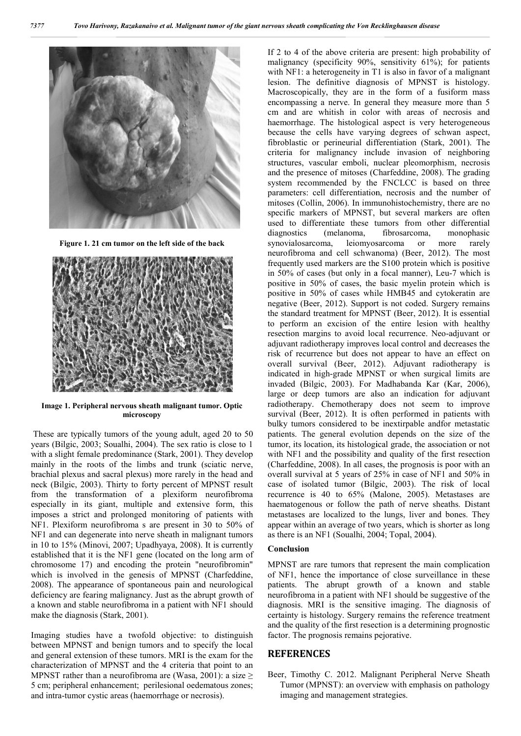Figure 1. 21 cm tumor on the left side of the back

Image 1. Peripheral nervous sheath malignant tumor. Optic microscopy

These are typically tumors of the young adult, aged 20 to 50 years (Bilgic, 2003; Soualhi, 2004). The sex ratio is close to 1 with a slight female predominance (Stark, 2001). They develop mainly in the roots of the limbs and trunk (sciatic nerve, brachial plexus and sacral plexus) more rarely in the head and neck (Bilgic, 2003). Thirty to forty percent of MPNST result from the transformation of a plexiform neurofibroma especially in its giant, multiple and extensive form, this imposes a strict and prolonged monitoring of patients with NF1. Plexiform neurofibroma s are present in 30 to 50% of NF1 and can degenerate into nerve sheath in malignant tumors in 10 to 15% (Minovi, 2007; Upadhyaya, 2008). It is currently established that it is the NF1 gene (located on the long arm of chromosome 17) and encoding the protein "neurofibromin" which is involved in the genesis of MPNST (Charfeddine, 2008). The appearance of spontaneous pain and neurological deficiency are fearing malignancy. Just as the abrupt growth of a known and stable neurofibroma in a patient with NF1 should make the diagnosis (Stark, 2001).

Imaging studies have a twofold objective: to distinguish between MPNST and benign tumors and to specify the local and general extension of these tumors. MRI is the exam for the characterization of MPNST and the 4 criteria that point to an MPNST rather than a neurofibroma are (Wasa, 2001): a size ≥ 5 cm; peripheral enhancement; perilesional oedematous zones; and intra-tumor cystic areas (haemorrhage or necrosis).

If 2 to 4 of the above criteria are present: high probability of malignancy (specificity 90%, sensitivity 61%); for patients with NF1: a heterogeneity in T1 is also in favor of a malignant lesion. The definitive diagnosis of MPNST is histology. Macroscopically, they are in the form of a fusiform mass encompassing a nerve. In general they measure more than 5 cm and are whitish in color with areas of necrosis and haemorrhage. The histological aspect is very heterogeneous because the cells have varying degrees of schwan aspect, fibroblastic or perineurial differentiation (Stark, 2001). The criteria for malignancy include invasion of neighboring structures, vascular emboli, nuclear pleomorphism, necrosis and the presence of mitoses (Charfeddine, 2008). The grading system recommended by the FNCLCC is based on three parameters: cell differentiation, necrosis and the number of mitoses (Collin, 2006). In immunohistochemistry, there are no specific markers of MPNST, but several markers are often used to differentiate these tumors from other differential diagnostics (melanoma, fibrosarcoma, monophasic synovialosarcoma, leiomyosarcoma or more rarely neurofibroma and cell schwanoma) (Beer, 2012). The most frequently used markers are the S100 protein which is positive in 50% of cases (but only in a focal manner), Leu-7 which is positive in 50% of cases, the basic myelin protein which is positive in 50% of cases while HMB45 and cytokeratin are negative (Beer, 2012). Support is not coded. Surgery remains the standard treatment for MPNST (Beer, 2012). It is essential to perform an excision of the entire lesion with healthy resection margins to avoid local recurrence. Neo-adjuvant or adjuvant radiotherapy improves local control and decreases the risk of recurrence but does not appear to have an effect on overall survival (Beer, 2012). Adjuvant radiotherapy is indicated in high-grade MPNST or when surgical limits are invaded (Bilgic, 2003). For Madhabanda Kar (Kar, 2006), large or deep tumors are also an indication for adjuvant radiotherapy. Chemotherapy does not seem to improve survival (Beer, 2012). It is often performed in patients with bulky tumors considered to be inextirpable andfor metastatic patients. The general evolution depends on the size of the tumor, its location, its histological grade, the association or not with NF1 and the possibility and quality of the first resection (Charfeddine, 2008). In all cases, the prognosis is poor with an overall survival at 5 years of 25% in case of NF1 and 50% in case of isolated tumor (Bilgic, 2003). The risk of local recurrence is 40 to 65% (Malone, 2005). Metastases are haematogenous or follow the path of nerve sheaths. Distant metastases are localized to the lungs, liver and bones. They appear within an average of two years, which is shorter as long as there is an NF1 (Soualhi, 2004; Topal, 2004).

## Conclusion

MPNST are rare tumors that represent the main complication of NF1, hence the importance of close surveillance in these patients. The abrupt growth of a known and stable neurofibroma in a patient with NF1 should be suggestive of the diagnosis. MRI is the sensitive imaging. The diagnosis of certainty is histology. Surgery remains the reference treatment and the quality of the first resection is a determining prognostic factor. The prognosis remains pejorative.

## REFERENCES

Beer, Timothy C. 2012. Malignant Peripheral Nerve Sheath Tumor (MPNST): an overview with emphasis on pathology imaging and management strategies.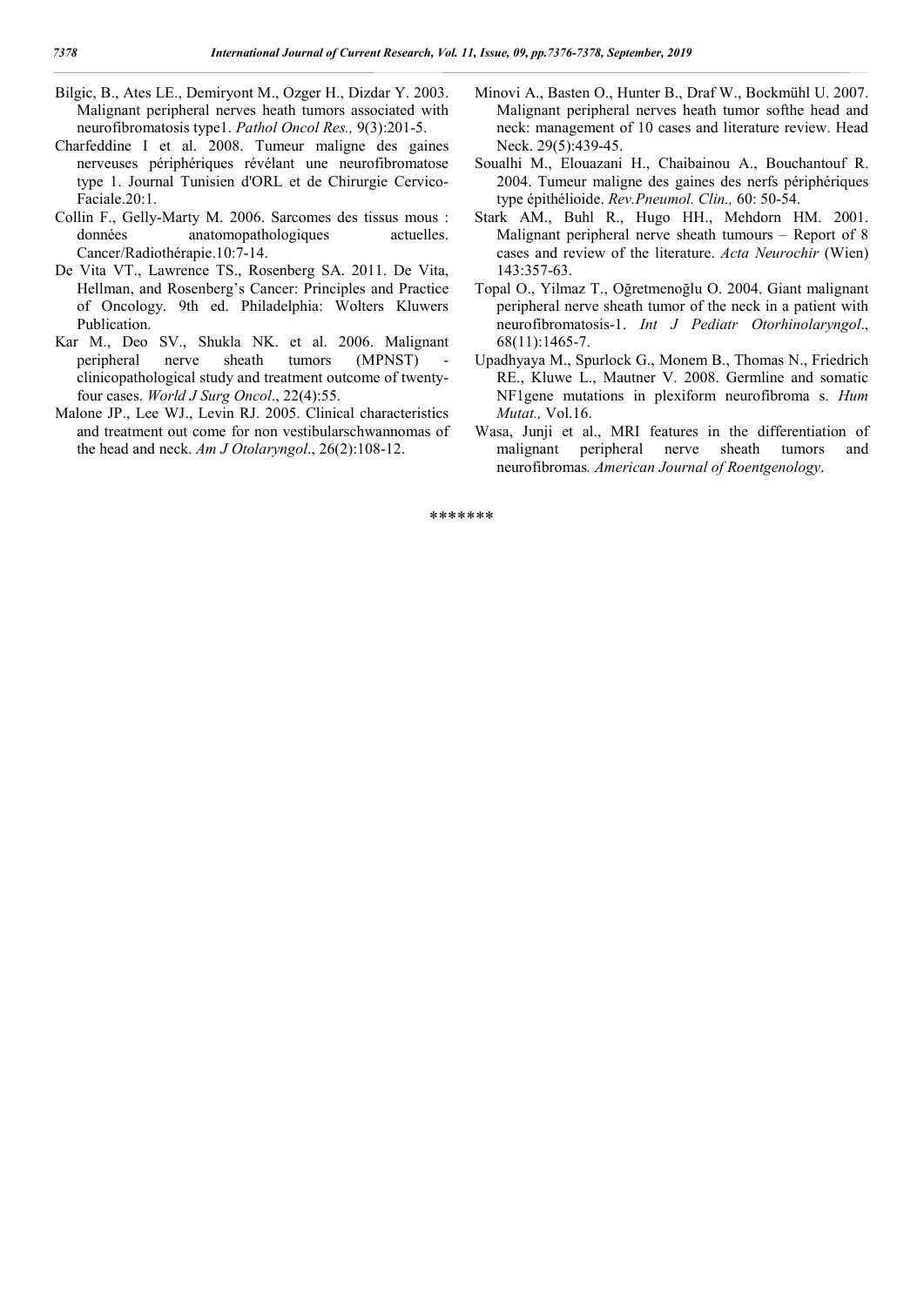Bilgic, B., Ates LE., Demiryont M., Ozger H., Dizdar Y. 2003. Malignant peripheral nerves heath tumors associated with neurofibromatosis type1. *Pathol Oncol Res.,* 9(3):201-5.

Charfeddine I et al. 2008. Tumeur maligne des gaines nerveuses périphériques révélant une neurofibromatose type 1. Journal Tunisien d'ORL et de Chirurgie Cervico-Faciale.20:1.

Collin F., Gelly-Marty M. 2006. Sarcomes des tissus mous : données anatomopathologiques actuelles. Cancer/Radiothérapie.10:7-14.

De Vita VT., Lawrence TS., Rosenberg SA. 2011. De Vita, Hellman, and Rosenberg's Cancer: Principles and Practice of Oncology. 9th ed. Philadelphia: Wolters Kluwers Publication.

Kar M., Deo SV., Shukla NK. et al. 2006. Malignant peripheral nerve sheath tumors (MPNST) - clinicopathological study and treatment outcome of twenty-four cases. *World J Surg Oncol*., 22(4):55.

Malone JP., Lee WJ., Levin RJ. 2005. Clinical characteristics and treatment out come for non vestibularschwannomas of the head and neck. *Am J Otolaryngol*., 26(2):108-12.

Minovi A., Basten O., Hunter B., Draf W., Bockmühl U. 2007. Malignant peripheral nerves heath tumor softhe head and neck: management of 10 cases and literature review. Head Neck. 29(5):439-45.

Soualhi M., Elouazani H., Chaibainou A., Bouchantouf R. 2004. Tumeur maligne des gaines des nerfs périphériques type épithélioide. *Rev.Pneumol. Clin.,* 60: 50-54.

Stark AM., Buhl R., Hugo HH., Mehdorn HM. 2001. Malignant peripheral nerve sheath tumours – Report of 8 cases and review of the literature. *Acta Neurochir* (Wien) 143:357-63.

Topal O., Yilmaz T., Oğretmenoğlu O. 2004. Giant malignant peripheral nerve sheath tumor of the neck in a patient with neurofibromatosis-1. *Int J Pediatr Otorhinolaryngol*., 68(11):1465-7.

Upadhyaya M., Spurlock G., Monem B., Thomas N., Friedrich RE., Kluwe L., Mautner V. 2008. Germline and somatic NF1gene mutations in plexiform neurofibroma s. *Hum Mutat.,* Vol.16.

Wasa, Junji et al., MRI features in the differentiation of malignant peripheral nerve sheath tumors and neurofibromas*. American Journal of Roentgenology*.

\*\*\*\*\*\*\*